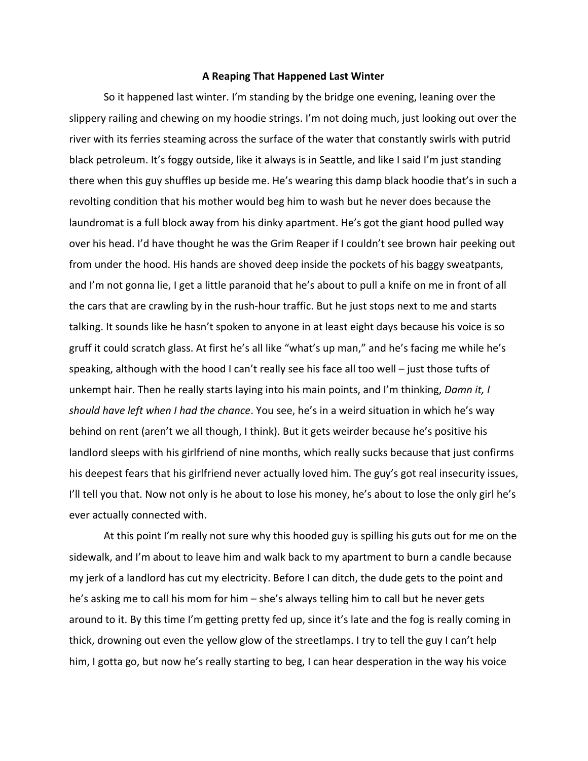**A Reaping That Happened Last Winter**

So it happened last winter. I'm standing by the bridge one evening, leaning over the slippery railing and chewing on my hoodie strings. I'm not doing much, just looking out over the river with its ferries steaming across the surface of the water that constantly swirls with putrid black petroleum. It's foggy outside, like it always is in Seattle, and like I said I'm just standing there when this guy shuffles up beside me. He's wearing this damp black hoodie that's in such a revolting condition that his mother would beg him to wash but he never does because the laundromat is a full block away from his dinky apartment. He's got the giant hood pulled way over his head. I'd have thought he was the Grim Reaper if I couldn't see brown hair peeking out from under the hood. His hands are shoved deep inside the pockets of his baggy sweatpants, and I'm not gonna lie, I get a little paranoid that he's about to pull a knife on me in front of all the cars that are crawling by in the rush-hour traffic. But he just stops next to me and starts talking. It sounds like he hasn't spoken to anyone in at least eight days because his voice is so gruff it could scratch glass. At first he's all like "what's up man," and he's facing me while he's speaking, although with the hood I can't really see his face all too well – just those tufts of unkempt hair. Then he really starts laying into his main points, and I'm thinking, *Damn it, I should have left when I had the chance*. You see, he's in a weird situation in which he's way behind on rent (aren't we all though, I think). But it gets weirder because he's positive his landlord sleeps with his girlfriend of nine months, which really sucks because that just confirms his deepest fears that his girlfriend never actually loved him. The guy's got real insecurity issues, I'll tell you that. Now not only is he about to lose his money, he's about to lose the only girl he's ever actually connected with.

At this point I'm really not sure why this hooded guy is spilling his guts out for me on the sidewalk, and I'm about to leave him and walk back to my apartment to burn a candle because my jerk of a landlord has cut my electricity. Before I can ditch, the dude gets to the point and he's asking me to call his mom for him – she's always telling him to call but he never gets around to it. By this time I'm getting pretty fed up, since it's late and the fog is really coming in thick, drowning out even the yellow glow of the streetlamps. I try to tell the guy I can't help him, I gotta go, but now he's really starting to beg, I can hear desperation in the way his voice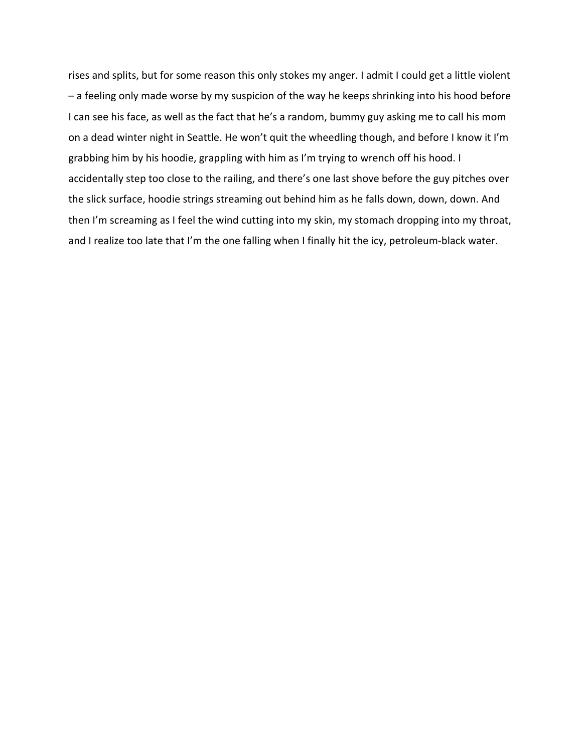rises and splits, but for some reason this only stokes my anger. I admit I could get a little violent – a feeling only made worse by my suspicion of the way he keeps shrinking into his hood before I can see his face, as well as the fact that he's a random, bummy guy asking me to call his mom on a dead winter night in Seattle. He won't quit the wheedling though, and before I know it I'm grabbing him by his hoodie, grappling with him as I'm trying to wrench off his hood. I accidentally step too close to the railing, and there's one last shove before the guy pitches over the slick surface, hoodie strings streaming out behind him as he falls down, down, down. And then I'm screaming as I feel the wind cutting into my skin, my stomach dropping into my throat, and I realize too late that I'm the one falling when I finally hit the icy, petroleum-black water.